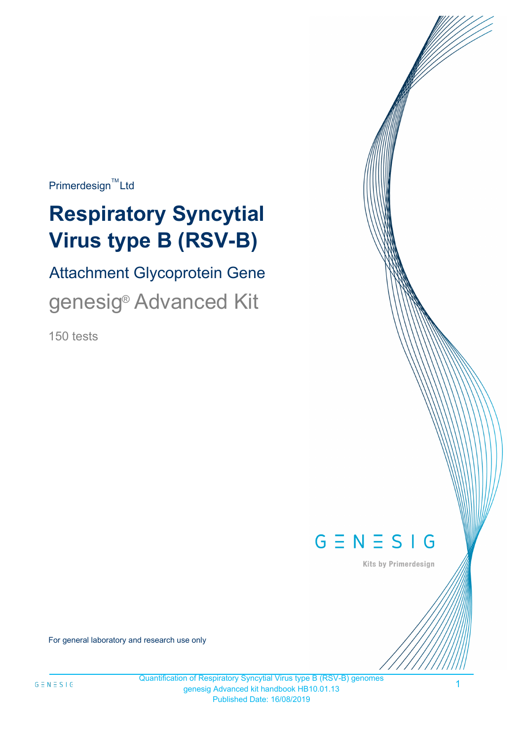Primerdesign™ Ltd

# Respiratory Syncytial Virus type B (RSV-B)

## Attachment Glycoprotein Gene

## genesig® Advanced Kit

150 tests

GENESIG

Kits by Primerdesign

For general laboratory and research use only

Quantification of Respiratory Syncytial Virus type B (RSV-B) genomes
genesig Advanced kit handbook HB10.01.13
Published Date: 16/08/2019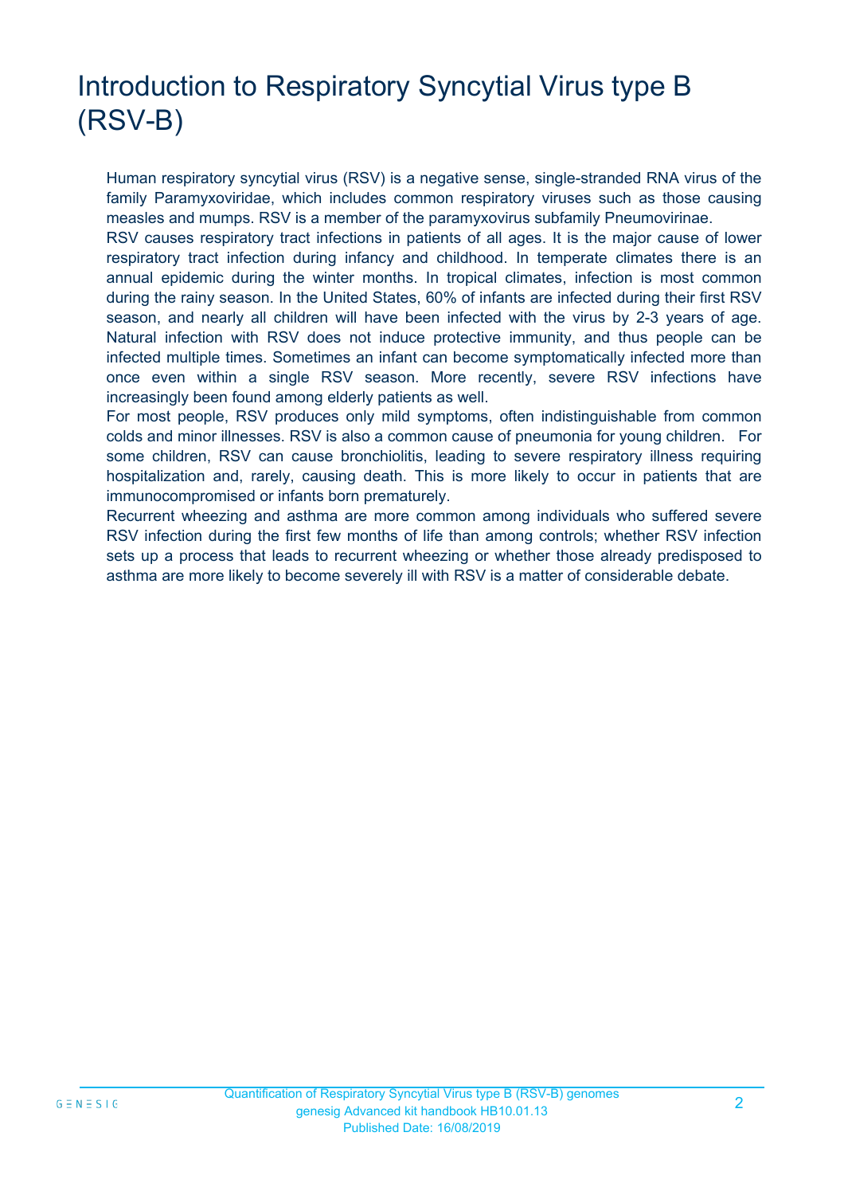# Introduction to Respiratory Syncytial Virus type B (RSV-B)

Human respiratory syncytial virus (RSV) is a negative sense, single-stranded RNA virus of the family Paramyxoviridae, which includes common respiratory viruses such as those causing measles and mumps. RSV is a member of the paramyxovirus subfamily Pneumovirinae.

RSV causes respiratory tract infections in patients of all ages. It is the major cause of lower respiratory tract infection during infancy and childhood. In temperate climates there is an annual epidemic during the winter months. In tropical climates, infection is most common during the rainy season. In the United States, 60% of infants are infected during their first RSV season, and nearly all children will have been infected with the virus by 2-3 years of age. Natural infection with RSV does not induce protective immunity, and thus people can be infected multiple times. Sometimes an infant can become symptomatically infected more than once even within a single RSV season. More recently, severe RSV infections have increasingly been found among elderly patients as well.

For most people, RSV produces only mild symptoms, often indistinguishable from common colds and minor illnesses. RSV is also a common cause of pneumonia for young children. For some children, RSV can cause bronchiolitis, leading to severe respiratory illness requiring hospitalization and, rarely, causing death. This is more likely to occur in patients that are immunocompromised or infants born prematurely.

Recurrent wheezing and asthma are more common among individuals who suffered severe RSV infection during the first few months of life than among controls; whether RSV infection sets up a process that leads to recurrent wheezing or whether those already predisposed to asthma are more likely to become severely ill with RSV is a matter of considerable debate.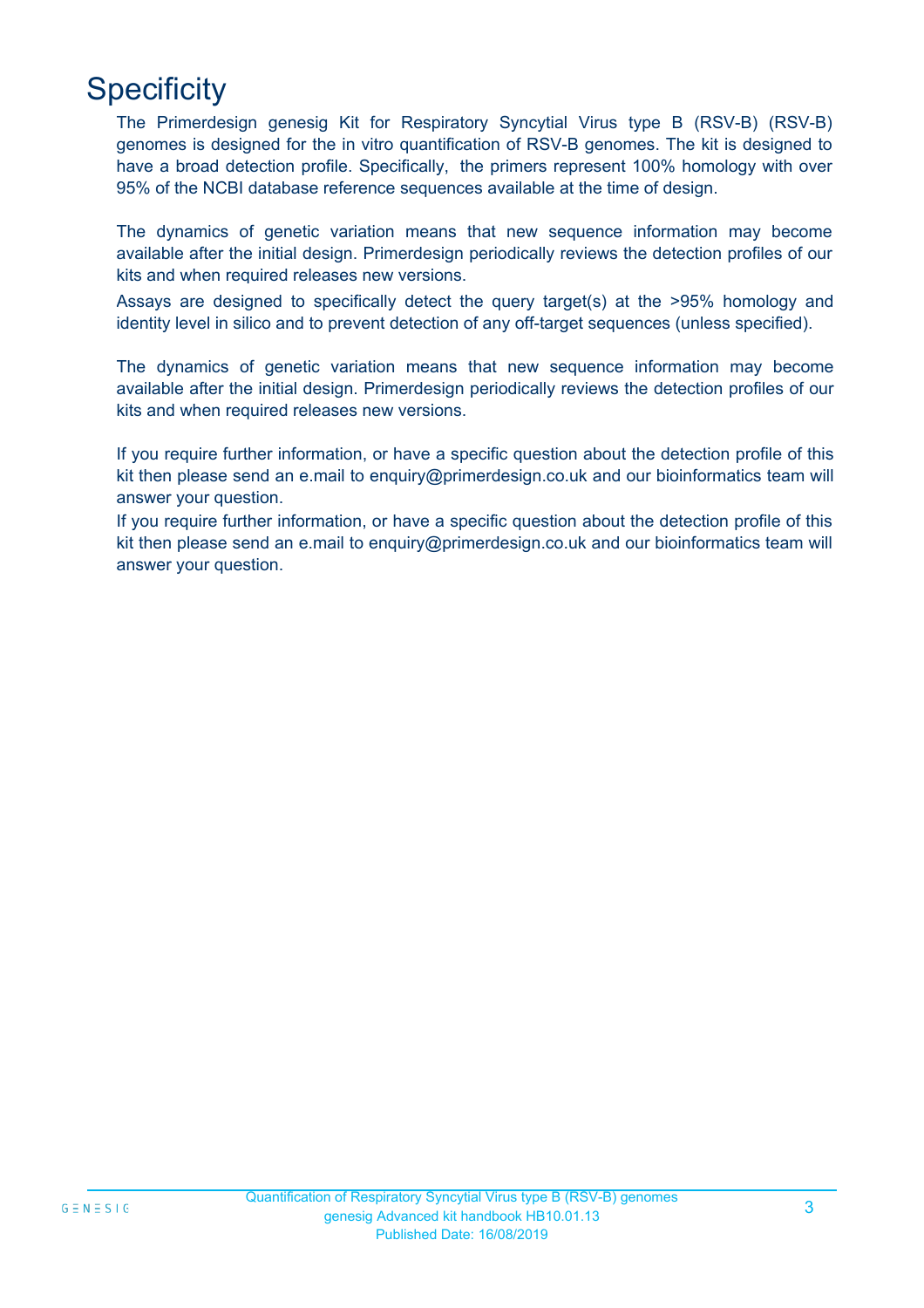# Specificity

The Primerdesign genesig Kit for Respiratory Syncytial Virus type B (RSV-B) (RSV-B) genomes is designed for the in vitro quantification of RSV-B genomes. The kit is designed to have a broad detection profile. Specifically, the primers represent 100% homology with over 95% of the NCBI database reference sequences available at the time of design.

The dynamics of genetic variation means that new sequence information may become available after the initial design. Primerdesign periodically reviews the detection profiles of our kits and when required releases new versions.

Assays are designed to specifically detect the query target(s) at the >95% homology and identity level in silico and to prevent detection of any off-target sequences (unless specified).

The dynamics of genetic variation means that new sequence information may become available after the initial design. Primerdesign periodically reviews the detection profiles of our kits and when required releases new versions.

If you require further information, or have a specific question about the detection profile of this kit then please send an e.mail to enquiry@primerdesign.co.uk and our bioinformatics team will answer your question.

If you require further information, or have a specific question about the detection profile of this kit then please send an e.mail to enquiry@primerdesign.co.uk and our bioinformatics team will answer your question.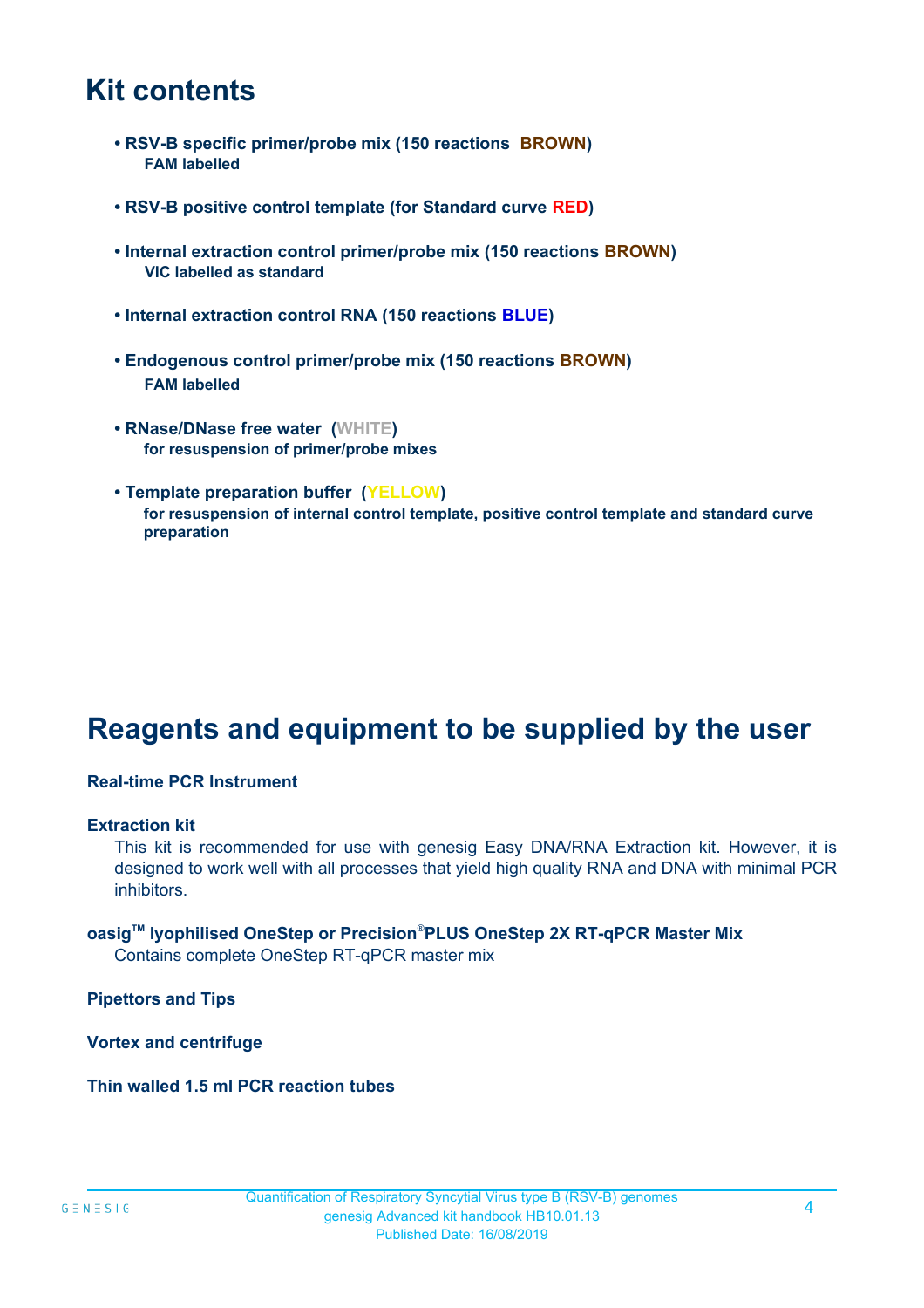# Kit contents

- **RSV-B specific primer/probe mix (150 reactions BROWN)**
  **FAM labelled**

- **RSV-B positive control template (for Standard curve RED)**

- **Internal extraction control primer/probe mix (150 reactions BROWN)**
  **VIC labelled as standard**

- **Internal extraction control RNA (150 reactions BLUE)**

- **Endogenous control primer/probe mix (150 reactions BROWN)**
  **FAM labelled**

- **RNase/DNase free water (WHITE)**
  **for resuspension of primer/probe mixes**

- **Template preparation buffer (YELLOW)**
  **for resuspension of internal control template, positive control template and standard curve preparation**

# Reagents and equipment to be supplied by the user

**Real-time PCR Instrument**

**Extraction kit**

This kit is recommended for use with genesig Easy DNA/RNA Extraction kit. However, it is designed to work well with all processes that yield high quality RNA and DNA with minimal PCR inhibitors.

**oasig™ lyophilised OneStep or Precision®PLUS OneStep 2X RT-qPCR Master Mix**

Contains complete OneStep RT-qPCR master mix

**Pipettors and Tips**

**Vortex and centrifuge**

**Thin walled 1.5 ml PCR reaction tubes**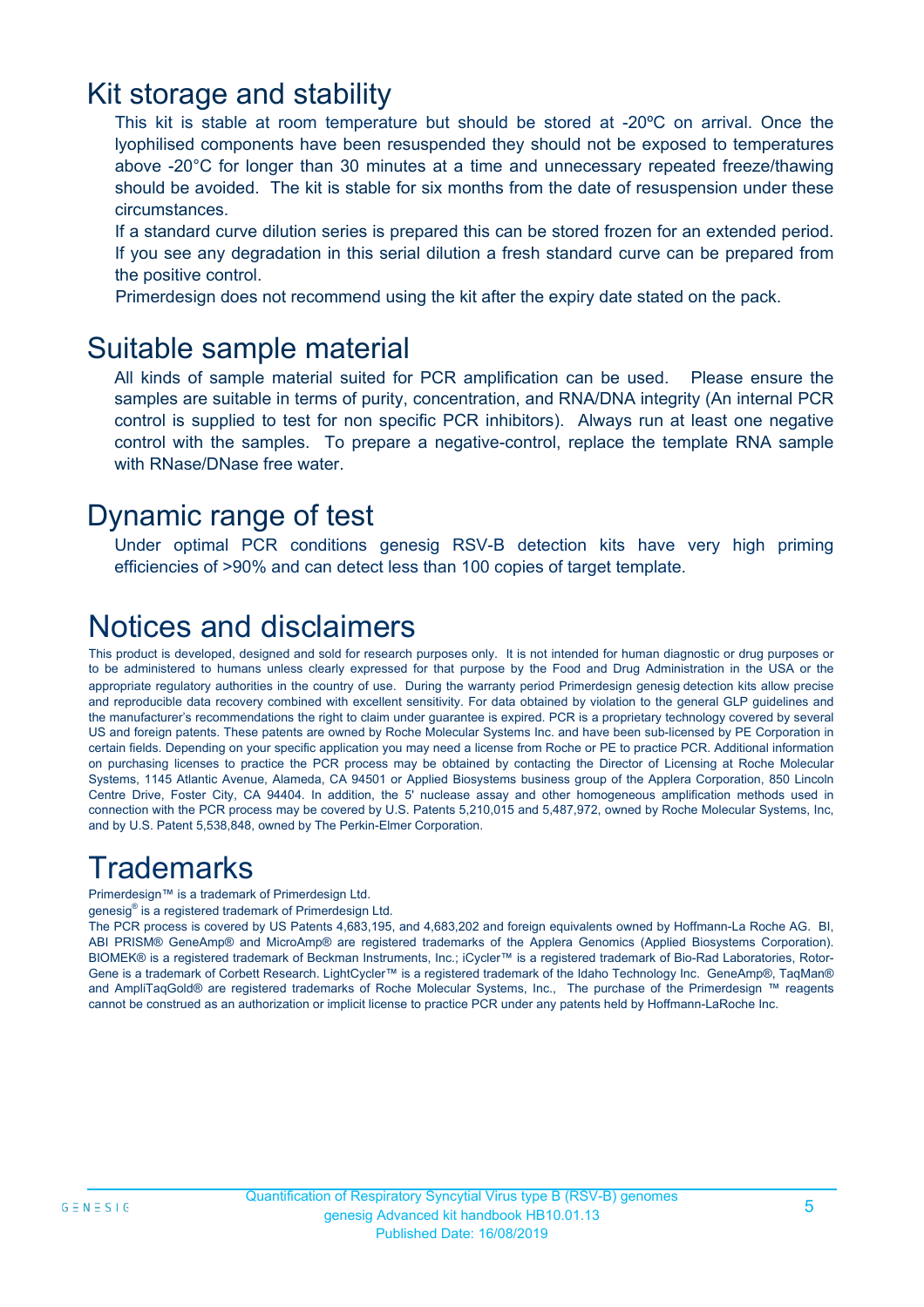# Kit storage and stability

This kit is stable at room temperature but should be stored at -20ºC on arrival. Once the lyophilised components have been resuspended they should not be exposed to temperatures above -20°C for longer than 30 minutes at a time and unnecessary repeated freeze/thawing should be avoided. The kit is stable for six months from the date of resuspension under these circumstances.

If a standard curve dilution series is prepared this can be stored frozen for an extended period. If you see any degradation in this serial dilution a fresh standard curve can be prepared from the positive control.

Primerdesign does not recommend using the kit after the expiry date stated on the pack.

# Suitable sample material

All kinds of sample material suited for PCR amplification can be used. Please ensure the samples are suitable in terms of purity, concentration, and RNA/DNA integrity (An internal PCR control is supplied to test for non specific PCR inhibitors). Always run at least one negative control with the samples. To prepare a negative-control, replace the template RNA sample with RNase/DNase free water.

# Dynamic range of test

Under optimal PCR conditions genesig RSV-B detection kits have very high priming efficiencies of >90% and can detect less than 100 copies of target template.

# Notices and disclaimers

This product is developed, designed and sold for research purposes only. It is not intended for human diagnostic or drug purposes or to be administered to humans unless clearly expressed for that purpose by the Food and Drug Administration in the USA or the appropriate regulatory authorities in the country of use. During the warranty period Primerdesign genesig detection kits allow precise and reproducible data recovery combined with excellent sensitivity. For data obtained by violation to the general GLP guidelines and the manufacturer's recommendations the right to claim under guarantee is expired. PCR is a proprietary technology covered by several US and foreign patents. These patents are owned by Roche Molecular Systems Inc. and have been sub-licensed by PE Corporation in certain fields. Depending on your specific application you may need a license from Roche or PE to practice PCR. Additional information on purchasing licenses to practice the PCR process may be obtained by contacting the Director of Licensing at Roche Molecular Systems, 1145 Atlantic Avenue, Alameda, CA 94501 or Applied Biosystems business group of the Applera Corporation, 850 Lincoln Centre Drive, Foster City, CA 94404. In addition, the 5' nuclease assay and other homogeneous amplification methods used in connection with the PCR process may be covered by U.S. Patents 5,210,015 and 5,487,972, owned by Roche Molecular Systems, Inc, and by U.S. Patent 5,538,848, owned by The Perkin-Elmer Corporation.

# Trademarks

Primerdesign™ is a trademark of Primerdesign Ltd.

genesig® is a registered trademark of Primerdesign Ltd.

The PCR process is covered by US Patents 4,683,195, and 4,683,202 and foreign equivalents owned by Hoffmann-La Roche AG. BI, ABI PRISM® GeneAmp® and MicroAmp® are registered trademarks of the Applera Genomics (Applied Biosystems Corporation). BIOMEK® is a registered trademark of Beckman Instruments, Inc.; iCycler™ is a registered trademark of Bio-Rad Laboratories, Rotor-Gene is a trademark of Corbett Research. LightCycler™ is a registered trademark of the Idaho Technology Inc. GeneAmp®, TaqMan® and AmpliTaqGold® are registered trademarks of Roche Molecular Systems, Inc., The purchase of the Primerdesign ™ reagents cannot be construed as an authorization or implicit license to practice PCR under any patents held by Hoffmann-LaRoche Inc.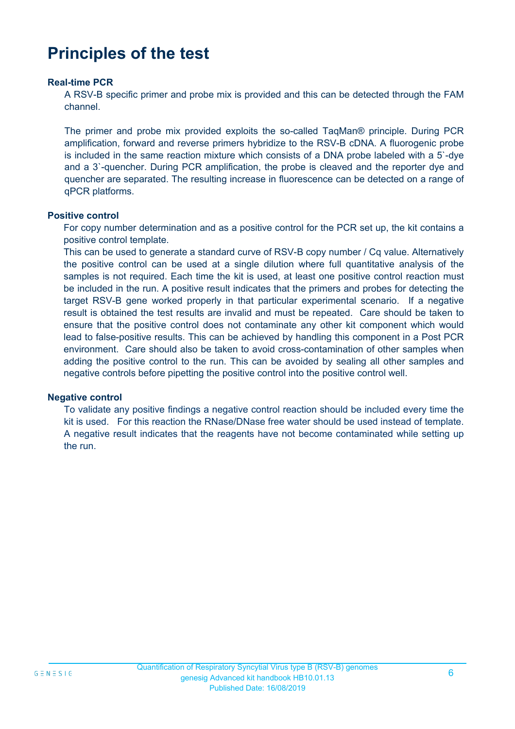# Principles of the test

**Real-time PCR**

A RSV-B specific primer and probe mix is provided and this can be detected through the FAM channel.

The primer and probe mix provided exploits the so-called TaqMan® principle. During PCR amplification, forward and reverse primers hybridize to the RSV-B cDNA. A fluorogenic probe is included in the same reaction mixture which consists of a DNA probe labeled with a 5`-dye and a 3`-quencher. During PCR amplification, the probe is cleaved and the reporter dye and quencher are separated. The resulting increase in fluorescence can be detected on a range of qPCR platforms.

**Positive control**

For copy number determination and as a positive control for the PCR set up, the kit contains a positive control template.

This can be used to generate a standard curve of RSV-B copy number / Cq value. Alternatively the positive control can be used at a single dilution where full quantitative analysis of the samples is not required. Each time the kit is used, at least one positive control reaction must be included in the run. A positive result indicates that the primers and probes for detecting the target RSV-B gene worked properly in that particular experimental scenario. If a negative result is obtained the test results are invalid and must be repeated. Care should be taken to ensure that the positive control does not contaminate any other kit component which would lead to false-positive results. This can be achieved by handling this component in a Post PCR environment. Care should also be taken to avoid cross-contamination of other samples when adding the positive control to the run. This can be avoided by sealing all other samples and negative controls before pipetting the positive control into the positive control well.

**Negative control**

To validate any positive findings a negative control reaction should be included every time the kit is used. For this reaction the RNase/DNase free water should be used instead of template. A negative result indicates that the reagents have not become contaminated while setting up the run.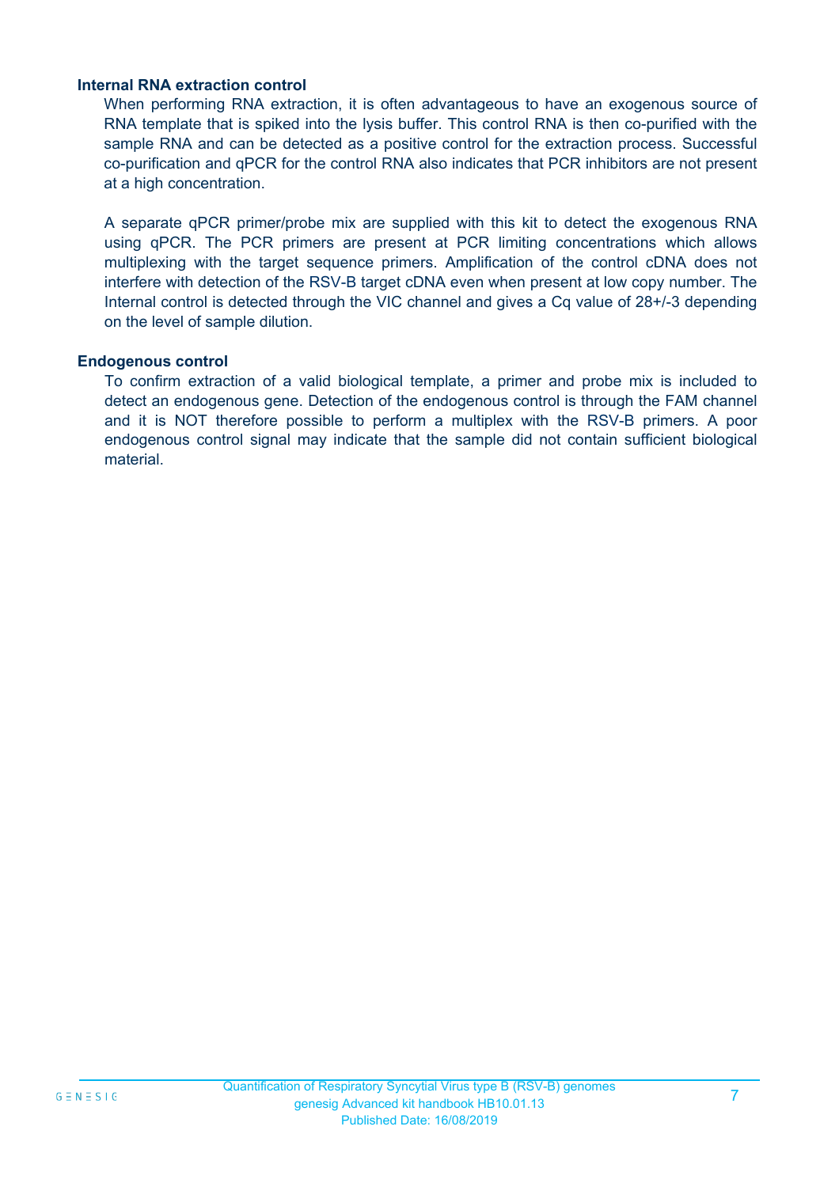**Internal RNA extraction control**

When performing RNA extraction, it is often advantageous to have an exogenous source of RNA template that is spiked into the lysis buffer. This control RNA is then co-purified with the sample RNA and can be detected as a positive control for the extraction process. Successful co-purification and qPCR for the control RNA also indicates that PCR inhibitors are not present at a high concentration.

A separate qPCR primer/probe mix are supplied with this kit to detect the exogenous RNA using qPCR. The PCR primers are present at PCR limiting concentrations which allows multiplexing with the target sequence primers. Amplification of the control cDNA does not interfere with detection of the RSV-B target cDNA even when present at low copy number. The Internal control is detected through the VIC channel and gives a Cq value of 28+/-3 depending on the level of sample dilution.

**Endogenous control**

To confirm extraction of a valid biological template, a primer and probe mix is included to detect an endogenous gene. Detection of the endogenous control is through the FAM channel and it is NOT therefore possible to perform a multiplex with the RSV-B primers. A poor endogenous control signal may indicate that the sample did not contain sufficient biological material.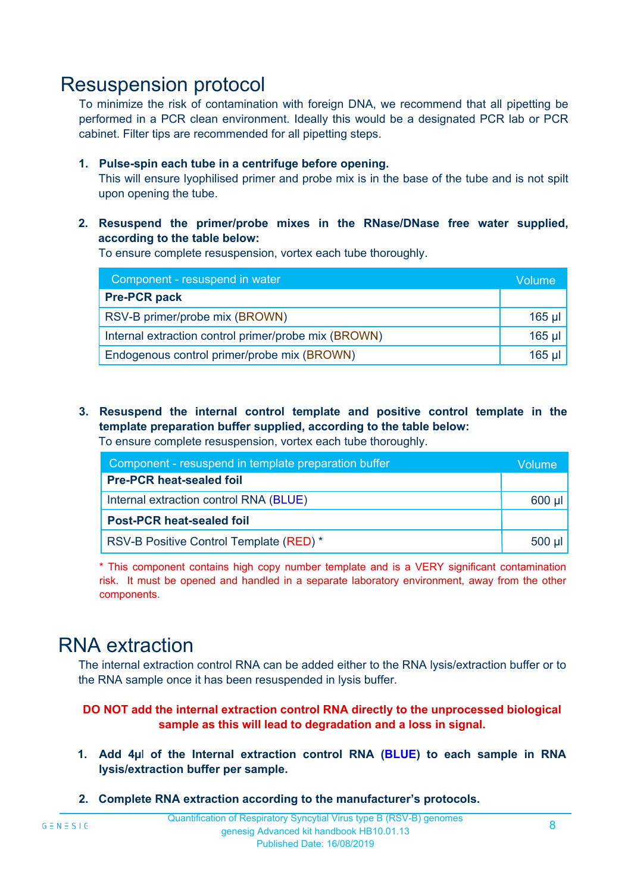# Resuspension protocol

To minimize the risk of contamination with foreign DNA, we recommend that all pipetting be performed in a PCR clean environment. Ideally this would be a designated PCR lab or PCR cabinet. Filter tips are recommended for all pipetting steps.

1. **Pulse-spin each tube in a centrifuge before opening.**
   This will ensure lyophilised primer and probe mix is in the base of the tube and is not spilt upon opening the tube.

2. **Resuspend the primer/probe mixes in the RNase/DNase free water supplied, according to the table below:**
   To ensure complete resuspension, vortex each tube thoroughly.

| Component - resuspend in water | Volume |
|---|---|
| **Pre-PCR pack** | |
| RSV-B primer/probe mix (BROWN) | 165 µl |
| Internal extraction control primer/probe mix (BROWN) | 165 µl |
| Endogenous control primer/probe mix (BROWN) | 165 µl |

3. **Resuspend the internal control template and positive control template in the template preparation buffer supplied, according to the table below:**
   To ensure complete resuspension, vortex each tube thoroughly.

| Component - resuspend in template preparation buffer | Volume |
|---|---|
| **Pre-PCR heat-sealed foil** | |
| Internal extraction control RNA (BLUE) | 600 µl |
| **Post-PCR heat-sealed foil** | |
| RSV-B Positive Control Template (RED) * | 500 µl |

* This component contains high copy number template and is a VERY significant contamination risk. It must be opened and handled in a separate laboratory environment, away from the other components.

# RNA extraction

The internal extraction control RNA can be added either to the RNA lysis/extraction buffer or to the RNA sample once it has been resuspended in lysis buffer.

**DO NOT add the internal extraction control RNA directly to the unprocessed biological sample as this will lead to degradation and a loss in signal.**

1. **Add 4µl of the Internal extraction control RNA (BLUE) to each sample in RNA lysis/extraction buffer per sample.**

2. **Complete RNA extraction according to the manufacturer's protocols.**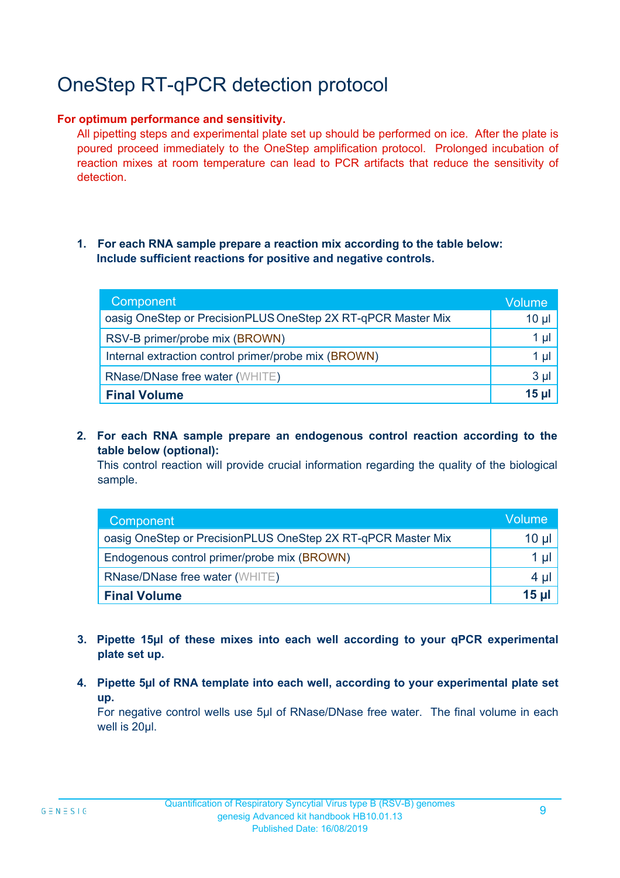# OneStep RT-qPCR detection protocol

**For optimum performance and sensitivity.**

All pipetting steps and experimental plate set up should be performed on ice. After the plate is poured proceed immediately to the OneStep amplification protocol. Prolonged incubation of reaction mixes at room temperature can lead to PCR artifacts that reduce the sensitivity of detection.

1. **For each RNA sample prepare a reaction mix according to the table below: Include sufficient reactions for positive and negative controls.**

| Component | Volume |
|---|---|
| oasig OneStep or PrecisionPLUS OneStep 2X RT-qPCR Master Mix | 10 µl |
| RSV-B primer/probe mix (BROWN) | 1 µl |
| Internal extraction control primer/probe mix (BROWN) | 1 µl |
| RNase/DNase free water (WHITE) | 3 µl |
| **Final Volume** | **15 µl** |

2. **For each RNA sample prepare an endogenous control reaction according to the table below (optional):**
   This control reaction will provide crucial information regarding the quality of the biological sample.

| Component | Volume |
|---|---|
| oasig OneStep or PrecisionPLUS OneStep 2X RT-qPCR Master Mix | 10 µl |
| Endogenous control primer/probe mix (BROWN) | 1 µl |
| RNase/DNase free water (WHITE) | 4 µl |
| **Final Volume** | **15 µl** |

3. **Pipette 15µl of these mixes into each well according to your qPCR experimental plate set up.**

4. **Pipette 5µl of RNA template into each well, according to your experimental plate set up.**
   For negative control wells use 5µl of RNase/DNase free water. The final volume in each well is 20µl.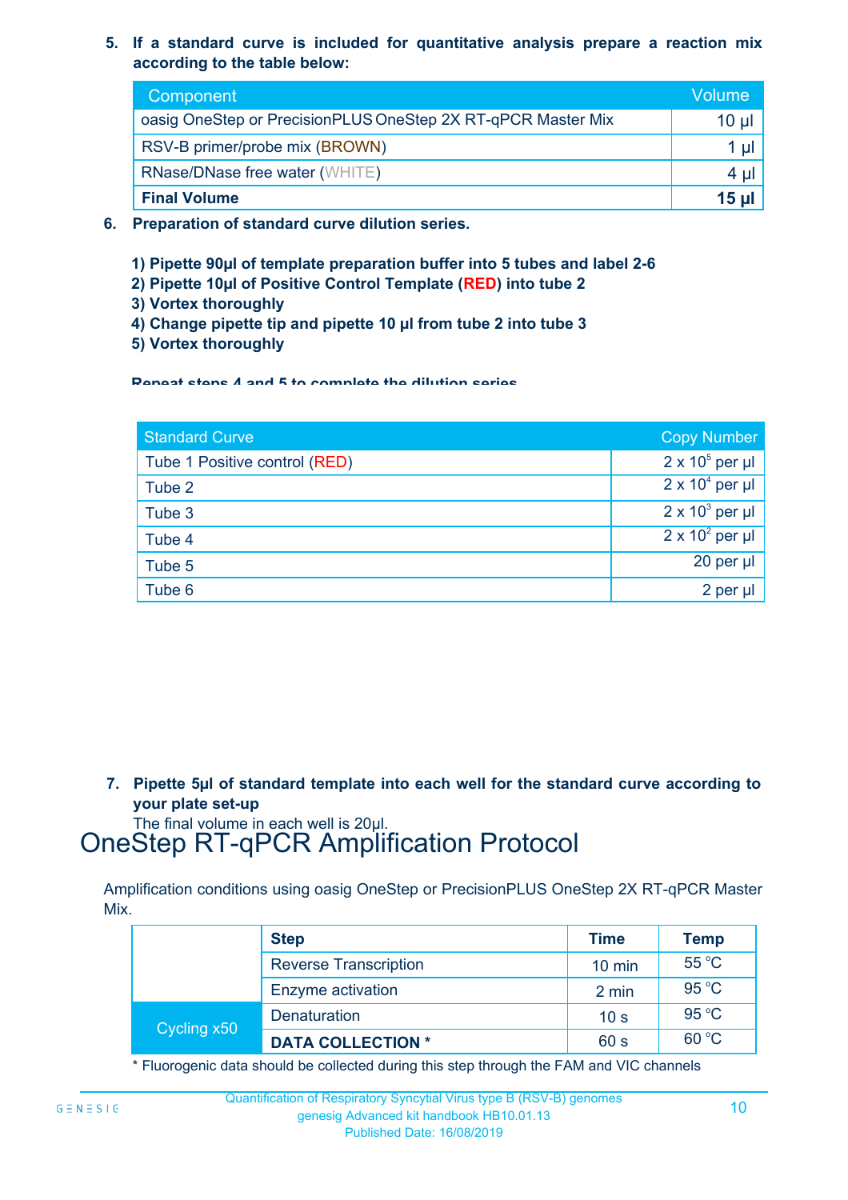5. **If a standard curve is included for quantitative analysis prepare a reaction mix according to the table below:**

| Component | Volume |
|---|---|
| oasig OneStep or PrecisionPLUS OneStep 2X RT-qPCR Master Mix | 10 µl |
| RSV-B primer/probe mix (BROWN) | 1 µl |
| RNase/DNase free water (WHITE) | 4 µl |
| **Final Volume** | **15 µl** |

6. **Preparation of standard curve dilution series.**

**1) Pipette 90µl of template preparation buffer into 5 tubes and label 2-6**
**2) Pipette 10µl of Positive Control Template (RED) into tube 2**
**3) Vortex thoroughly**
**4) Change pipette tip and pipette 10 µl from tube 2 into tube 3**
**5) Vortex thoroughly**

**Repeat steps 4 and 5 to complete the dilution series**

| Standard Curve | Copy Number |
|---|---|
| Tube 1 Positive control (RED) | $2 \times 10^5$ per µl |
| Tube 2 | $2 \times 10^4$ per µl |
| Tube 3 | $2 \times 10^3$ per µl |
| Tube 4 | $2 \times 10^2$ per µl |
| Tube 5 | 20 per µl |
| Tube 6 | 2 per µl |

7. **Pipette 5µl of standard template into each well for the standard curve according to your plate set-up**
The final volume in each well is 20µl.

# OneStep RT-qPCR Amplification Protocol

Amplification conditions using oasig OneStep or PrecisionPLUS OneStep 2X RT-qPCR Master Mix.

| | **Step** | **Time** | **Temp** |
|---|---|---|---|
| | Reverse Transcription | 10 min | 55 °C |
| | Enzyme activation | 2 min | 95 °C |
| Cycling x50 | Denaturation | 10 s | 95 °C |
| | **DATA COLLECTION *** | 60 s | 60 °C |

* Fluorogenic data should be collected during this step through the FAM and VIC channels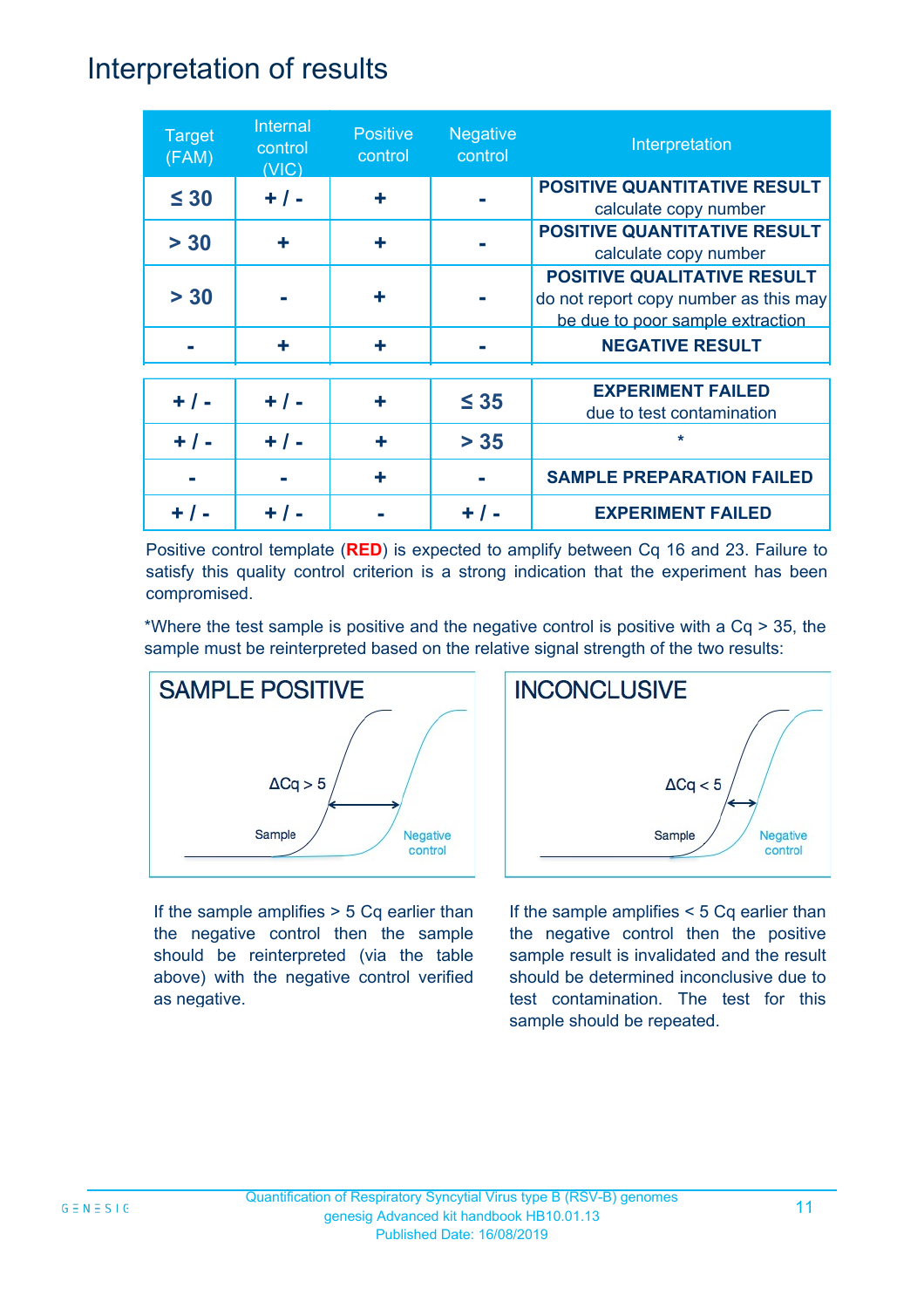# Interpretation of results

| Target (FAM) | Internal control (VIC) | Positive control | Negative control | Interpretation |
|---|---|---|---|---|
| ≤ 30 | + / - | + | - | **POSITIVE QUANTITATIVE RESULT** calculate copy number |
| > 30 | + | + | - | **POSITIVE QUANTITATIVE RESULT** calculate copy number |
| > 30 | - | + | - | **POSITIVE QUALITATIVE RESULT** do not report copy number as this may be due to poor sample extraction |
| - | + | + | - | **NEGATIVE RESULT** |
| + / - | + / - | + | ≤ 35 | **EXPERIMENT FAILED** due to test contamination |
| + / - | + / - | + | > 35 | * |
| - | - | + | - | **SAMPLE PREPARATION FAILED** |
| + / - | + / - | - | + / - | **EXPERIMENT FAILED** |

Positive control template (**RED**) is expected to amplify between Cq 16 and 23. Failure to satisfy this quality control criterion is a strong indication that the experiment has been compromised.

*Where the test sample is positive and the negative control is positive with a Cq > 35, the sample must be reinterpreted based on the relative signal strength of the two results:

**SAMPLE POSITIVE**

ΔCq > 5

Sample — Negative control

If the sample amplifies > 5 Cq earlier than the negative control then the sample should be reinterpreted (via the table above) with the negative control verified as negative.

**INCONCLUSIVE**

ΔCq < 5

Sample — Negative control

If the sample amplifies < 5 Cq earlier than the negative control then the positive sample result is invalidated and the result should be determined inconclusive due to test contamination. The test for this sample should be repeated.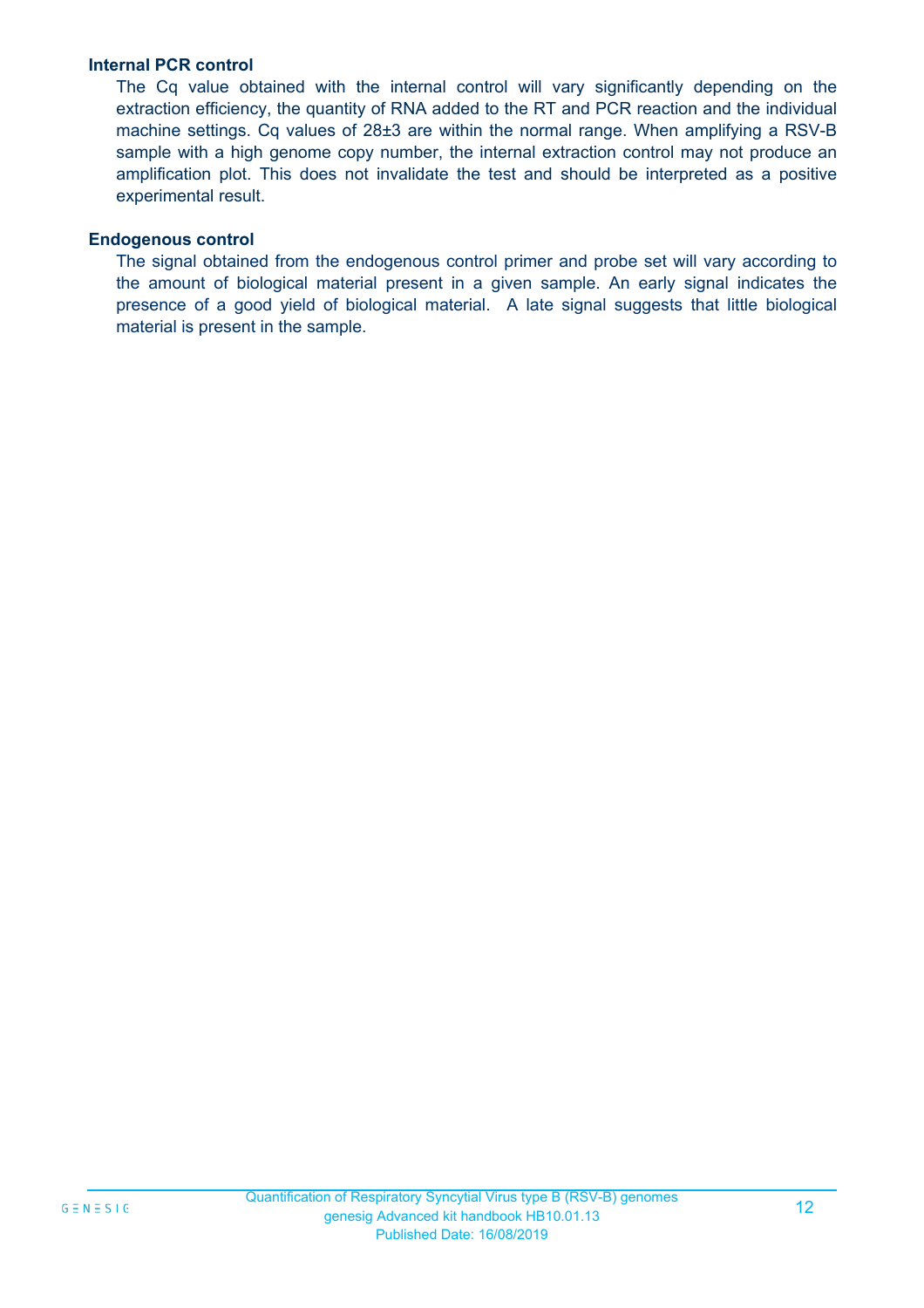**Internal PCR control**

The Cq value obtained with the internal control will vary significantly depending on the extraction efficiency, the quantity of RNA added to the RT and PCR reaction and the individual machine settings. Cq values of 28±3 are within the normal range. When amplifying a RSV-B sample with a high genome copy number, the internal extraction control may not produce an amplification plot. This does not invalidate the test and should be interpreted as a positive experimental result.

**Endogenous control**

The signal obtained from the endogenous control primer and probe set will vary according to the amount of biological material present in a given sample. An early signal indicates the presence of a good yield of biological material. A late signal suggests that little biological material is present in the sample.